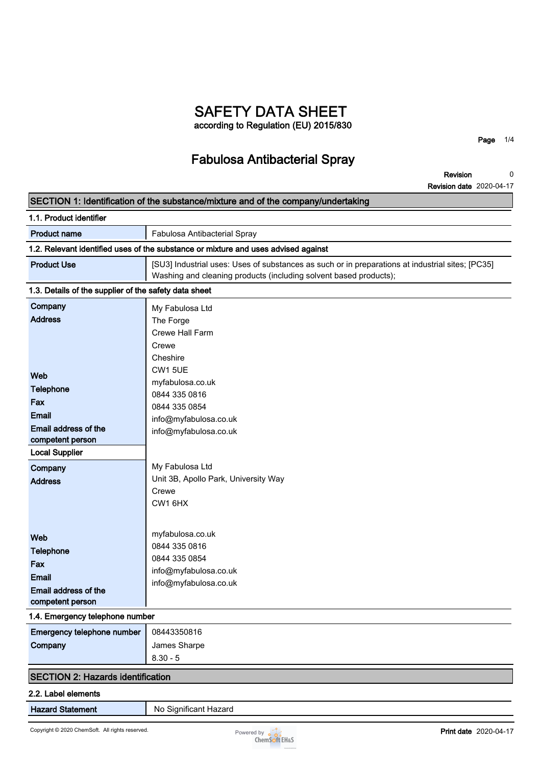# SAFETY DATA SHEET

according to Regulation (EU) 2015/830

## Fabulosa Antibacterial Spray

**Revision** 0

**Revision date** 2020-04-17

### SECTION 1: Identification of the substance/mixture and of the company/undertaking

#### 1.1. Product identifier

| | |
|---|---|
| **Product name** | Fabulosa Antibacterial Spray |

#### 1.2. Relevant identified uses of the substance or mixture and uses advised against

| | |
|---|---|
| **Product Use** | [SU3] Industrial uses: Uses of substances as such or in preparations at industrial sites; [PC35] Washing and cleaning products (including solvent based products); |

#### 1.3. Details of the supplier of the safety data sheet

| | |
|---|---|
| **Company** | My Fabulosa Ltd |
| **Address** | The Forge<br>Crewe Hall Farm<br>Crewe<br>Cheshire<br>CW1 5UE |
| **Web** | myfabulosa.co.uk |
| **Telephone** | 0844 335 0816 |
| **Fax** | 0844 335 0854 |
| **Email** | info@myfabulosa.co.uk |
| **Email address of the competent person** | info@myfabulosa.co.uk |
| **Local Supplier** | |
| **Company** | My Fabulosa Ltd |
| **Address** | Unit 3B, Apollo Park, University Way<br>Crewe<br>CW1 6HX |
| **Web** | myfabulosa.co.uk |
| **Telephone** | 0844 335 0816 |
| **Fax** | 0844 335 0854 |
| **Email** | info@myfabulosa.co.uk |
| **Email address of the competent person** | info@myfabulosa.co.uk |

#### 1.4. Emergency telephone number

| | |
|---|---|
| **Emergency telephone number** | 08443350816 |
| **Company** | James Sharpe<br>8.30 - 5 |

### SECTION 2: Hazards identification

#### 2.2. Label elements

| | |
|---|---|
| **Hazard Statement** | No Significant Hazard |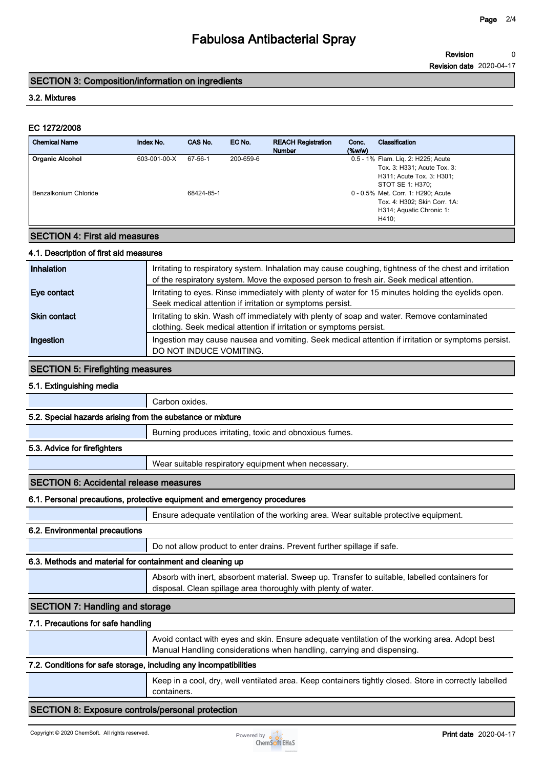# Fabulosa Antibacterial Spray

**Revision** 0

**Revision date** 2020-04-17

## SECTION 3: Composition/information on ingredients

### 3.2. Mixtures

#### EC 1272/2008

| Chemical Name | Index No. | CAS No. | EC No. | REACH Registration Number | Conc. (%w/w) | Classification |
|---|---|---|---|---|---|---|
| **Organic Alcohol** | 603-001-00-X | 67-56-1 | 200-659-6 | | 0.5 - 1% | Flam. Liq. 2: H225; Acute Tox. 3: H331; Acute Tox. 3: H311; Acute Tox. 3: H301; STOT SE 1: H370; |
| Benzalkonium Chloride | | 68424-85-1 | | | 0 - 0.5% | Met. Corr. 1: H290; Acute Tox. 4: H302; Skin Corr. 1A: H314; Aquatic Chronic 1: H410; |

## SECTION 4: First aid measures

### 4.1. Description of first aid measures

| | |
|---|---|
| **Inhalation** | Irritating to respiratory system. Inhalation may cause coughing, tightness of the chest and irritation of the respiratory system. Move the exposed person to fresh air. Seek medical attention. |
| **Eye contact** | Irritating to eyes. Rinse immediately with plenty of water for 15 minutes holding the eyelids open. Seek medical attention if irritation or symptoms persist. |
| **Skin contact** | Irritating to skin. Wash off immediately with plenty of soap and water. Remove contaminated clothing. Seek medical attention if irritation or symptoms persist. |
| **Ingestion** | Ingestion may cause nausea and vomiting. Seek medical attention if irritation or symptoms persist. DO NOT INDUCE VOMITING. |

## SECTION 5: Firefighting measures

### 5.1. Extinguishing media

Carbon oxides.

### 5.2. Special hazards arising from the substance or mixture

Burning produces irritating, toxic and obnoxious fumes.

### 5.3. Advice for firefighters

Wear suitable respiratory equipment when necessary.

## SECTION 6: Accidental release measures

### 6.1. Personal precautions, protective equipment and emergency procedures

Ensure adequate ventilation of the working area. Wear suitable protective equipment.

### 6.2. Environmental precautions

Do not allow product to enter drains. Prevent further spillage if safe.

### 6.3. Methods and material for containment and cleaning up

Absorb with inert, absorbent material. Sweep up. Transfer to suitable, labelled containers for disposal. Clean spillage area thoroughly with plenty of water.

## SECTION 7: Handling and storage

### 7.1. Precautions for safe handling

Avoid contact with eyes and skin. Ensure adequate ventilation of the working area. Adopt best Manual Handling considerations when handling, carrying and dispensing.

### 7.2. Conditions for safe storage, including any incompatibilities

Keep in a cool, dry, well ventilated area. Keep containers tightly closed. Store in correctly labelled containers.

## SECTION 8: Exposure controls/personal protection

Copyright © 2020 ChemSoft. All rights reserved.

**Print date** 2020-04-17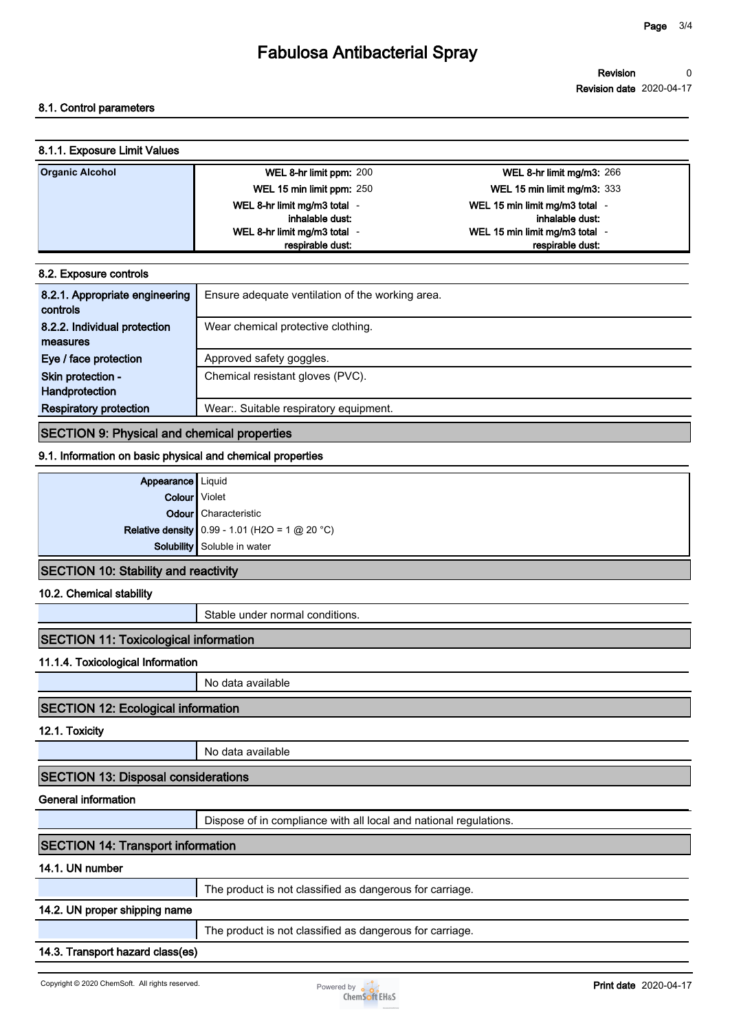#### 8.1. Control parameters

#### 8.1.1. Exposure Limit Values

| | | | | |
|---|---|---|---|---|
| **Organic Alcohol** | **WEL 8-hr limit ppm:** | 200 | **WEL 8-hr limit mg/m3:** | 266 |
| | **WEL 15 min limit ppm:** | 250 | **WEL 15 min limit mg/m3:** | 333 |
| | **WEL 8-hr limit mg/m3 total inhalable dust:** | - | **WEL 15 min limit mg/m3 total inhalable dust:** | - |
| | **WEL 8-hr limit mg/m3 total respirable dust:** | - | **WEL 15 min limit mg/m3 total respirable dust:** | - |

#### 8.2. Exposure controls

| | |
|---|---|
| **8.2.1. Appropriate engineering controls** | Ensure adequate ventilation of the working area. |
| **8.2.2. Individual protection measures** | Wear chemical protective clothing. |
| **Eye / face protection** | Approved safety goggles. |
| **Skin protection - Handprotection** | Chemical resistant gloves (PVC). |
| **Respiratory protection** | Wear:. Suitable respiratory equipment. |

## SECTION 9: Physical and chemical properties

#### 9.1. Information on basic physical and chemical properties

| | |
|---|---|
| **Appearance** | Liquid |
| **Colour** | Violet |
| **Odour** | Characteristic |
| **Relative density** | 0.99 - 1.01 ($H_2O$ = 1 @ 20 °C) |
| **Solubility** | Soluble in water |

## SECTION 10: Stability and reactivity

#### 10.2. Chemical stability

Stable under normal conditions.

## SECTION 11: Toxicological information

#### 11.1.4. Toxicological Information

No data available

## SECTION 12: Ecological information

#### 12.1. Toxicity

No data available

## SECTION 13: Disposal considerations

#### General information

Dispose of in compliance with all local and national regulations.

## SECTION 14: Transport information

#### 14.1. UN number

The product is not classified as dangerous for carriage.

#### 14.2. UN proper shipping name

The product is not classified as dangerous for carriage.

#### 14.3. Transport hazard class(es)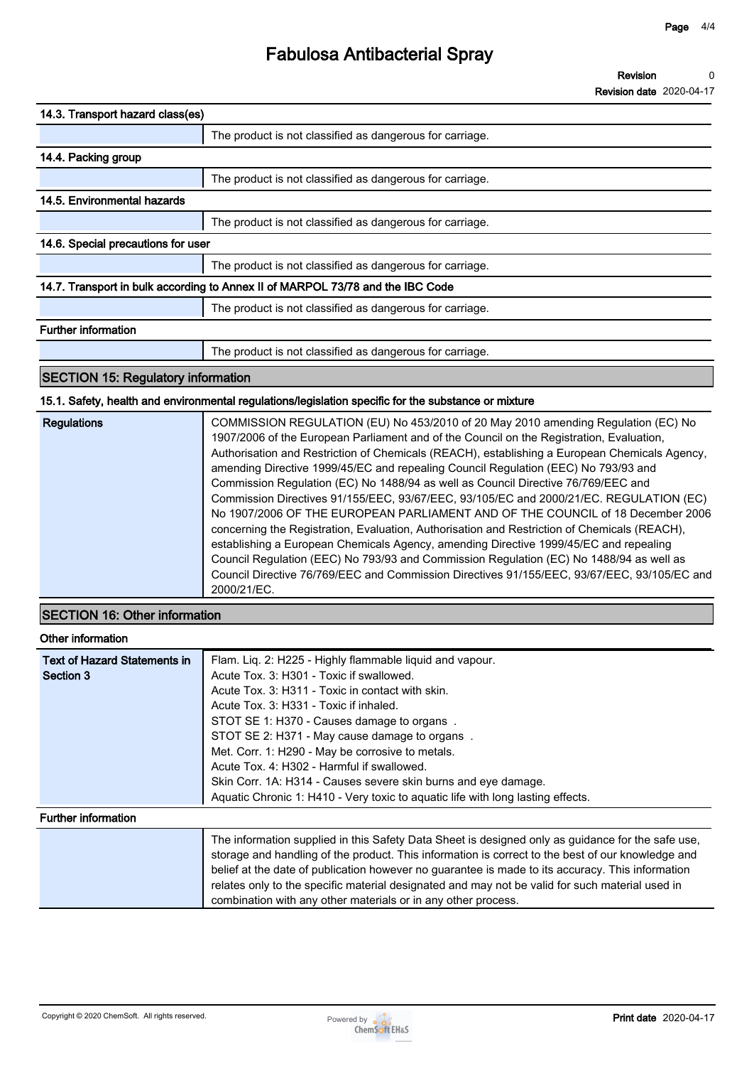# Fabulosa Antibacterial Spray

**Revision** 0
**Revision date** 2020-04-17

| 14.3. Transport hazard class(es) | |
|---|---|
| | The product is not classified as dangerous for carriage. |

| 14.4. Packing group | |
|---|---|
| | The product is not classified as dangerous for carriage. |

| 14.5. Environmental hazards | |
|---|---|
| | The product is not classified as dangerous for carriage. |

| 14.6. Special precautions for user | |
|---|---|
| | The product is not classified as dangerous for carriage. |

| 14.7. Transport in bulk according to Annex II of MARPOL 73/78 and the IBC Code | |
|---|---|
| | The product is not classified as dangerous for carriage. |

| Further information | |
|---|---|
| | The product is not classified as dangerous for carriage. |

## SECTION 15: Regulatory information

### 15.1. Safety, health and environmental regulations/legislation specific for the substance or mixture

| | |
|---|---|
| **Regulations** | COMMISSION REGULATION (EU) No 453/2010 of 20 May 2010 amending Regulation (EC) No 1907/2006 of the European Parliament and of the Council on the Registration, Evaluation, Authorisation and Restriction of Chemicals (REACH), establishing a European Chemicals Agency, amending Directive 1999/45/EC and repealing Council Regulation (EEC) No 793/93 and Commission Regulation (EC) No 1488/94 as well as Council Directive 76/769/EEC and Commission Directives 91/155/EEC, 93/67/EEC, 93/105/EC and 2000/21/EC. REGULATION (EC) No 1907/2006 OF THE EUROPEAN PARLIAMENT AND OF THE COUNCIL of 18 December 2006 concerning the Registration, Evaluation, Authorisation and Restriction of Chemicals (REACH), establishing a European Chemicals Agency, amending Directive 1999/45/EC and repealing Council Regulation (EEC) No 793/93 and Commission Regulation (EC) No 1488/94 as well as Council Directive 76/769/EEC and Commission Directives 91/155/EEC, 93/67/EEC, 93/105/EC and 2000/21/EC. |

## SECTION 16: Other information

### Other information

| | |
|---|---|
| **Text of Hazard Statements in Section 3** | Flam. Liq. 2: H225 - Highly flammable liquid and vapour.<br>Acute Tox. 3: H301 - Toxic if swallowed.<br>Acute Tox. 3: H311 - Toxic in contact with skin.<br>Acute Tox. 3: H331 - Toxic if inhaled.<br>STOT SE 1: H370 - Causes damage to organs .<br>STOT SE 2: H371 - May cause damage to organs .<br>Met. Corr. 1: H290 - May be corrosive to metals.<br>Acute Tox. 4: H302 - Harmful if swallowed.<br>Skin Corr. 1A: H314 - Causes severe skin burns and eye damage.<br>Aquatic Chronic 1: H410 - Very toxic to aquatic life with long lasting effects. |

| Further information | |
|---|---|
| | The information supplied in this Safety Data Sheet is designed only as guidance for the safe use, storage and handling of the product. This information is correct to the best of our knowledge and belief at the date of publication however no guarantee is made to its accuracy. This information relates only to the specific material designated and may not be valid for such material used in combination with any other materials or in any other process. |